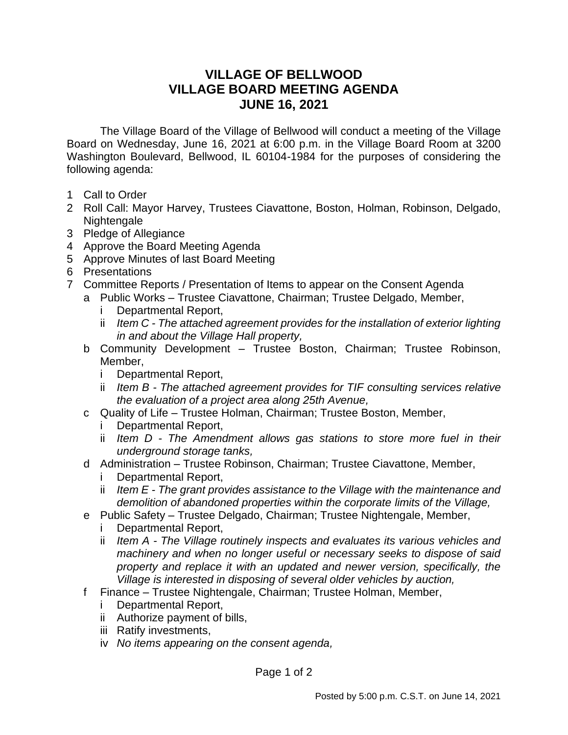# VILLAGE OF BELLWOOD
# VILLAGE BOARD MEETING AGENDA
# JUNE 16, 2021

The Village Board of the Village of Bellwood will conduct a meeting of the Village Board on Wednesday, June 16, 2021 at 6:00 p.m. in the Village Board Room at 3200 Washington Boulevard, Bellwood, IL 60104-1984 for the purposes of considering the following agenda:

1. Call to Order
2. Roll Call: Mayor Harvey, Trustees Ciavattone, Boston, Holman, Robinson, Delgado, Nightengale
3. Pledge of Allegiance
4. Approve the Board Meeting Agenda
5. Approve Minutes of last Board Meeting
6. Presentations
7. Committee Reports / Presentation of Items to appear on the Consent Agenda
   - a. Public Works – Trustee Ciavattone, Chairman; Trustee Delgado, Member,
     - i. Departmental Report,
     - ii. *Item C - The attached agreement provides for the installation of exterior lighting in and about the Village Hall property,*
   - b. Community Development – Trustee Boston, Chairman; Trustee Robinson, Member,
     - i. Departmental Report,
     - ii. *Item B - The attached agreement provides for TIF consulting services relative the evaluation of a project area along 25th Avenue,*
   - c. Quality of Life – Trustee Holman, Chairman; Trustee Boston, Member,
     - i. Departmental Report,
     - ii. *Item D - The Amendment allows gas stations to store more fuel in their underground storage tanks,*
   - d. Administration – Trustee Robinson, Chairman; Trustee Ciavattone, Member,
     - i. Departmental Report,
     - ii. *Item E - The grant provides assistance to the Village with the maintenance and demolition of abandoned properties within the corporate limits of the Village,*
   - e. Public Safety – Trustee Delgado, Chairman; Trustee Nightengale, Member,
     - i. Departmental Report,
     - ii. *Item A - The Village routinely inspects and evaluates its various vehicles and machinery and when no longer useful or necessary seeks to dispose of said property and replace it with an updated and newer version, specifically, the Village is interested in disposing of several older vehicles by auction,*
   - f. Finance – Trustee Nightengale, Chairman; Trustee Holman, Member,
     - i. Departmental Report,
     - ii. Authorize payment of bills,
     - iii. Ratify investments,
     - iv. *No items appearing on the consent agenda,*

Posted by 5:00 p.m. C.S.T. on June 14, 2021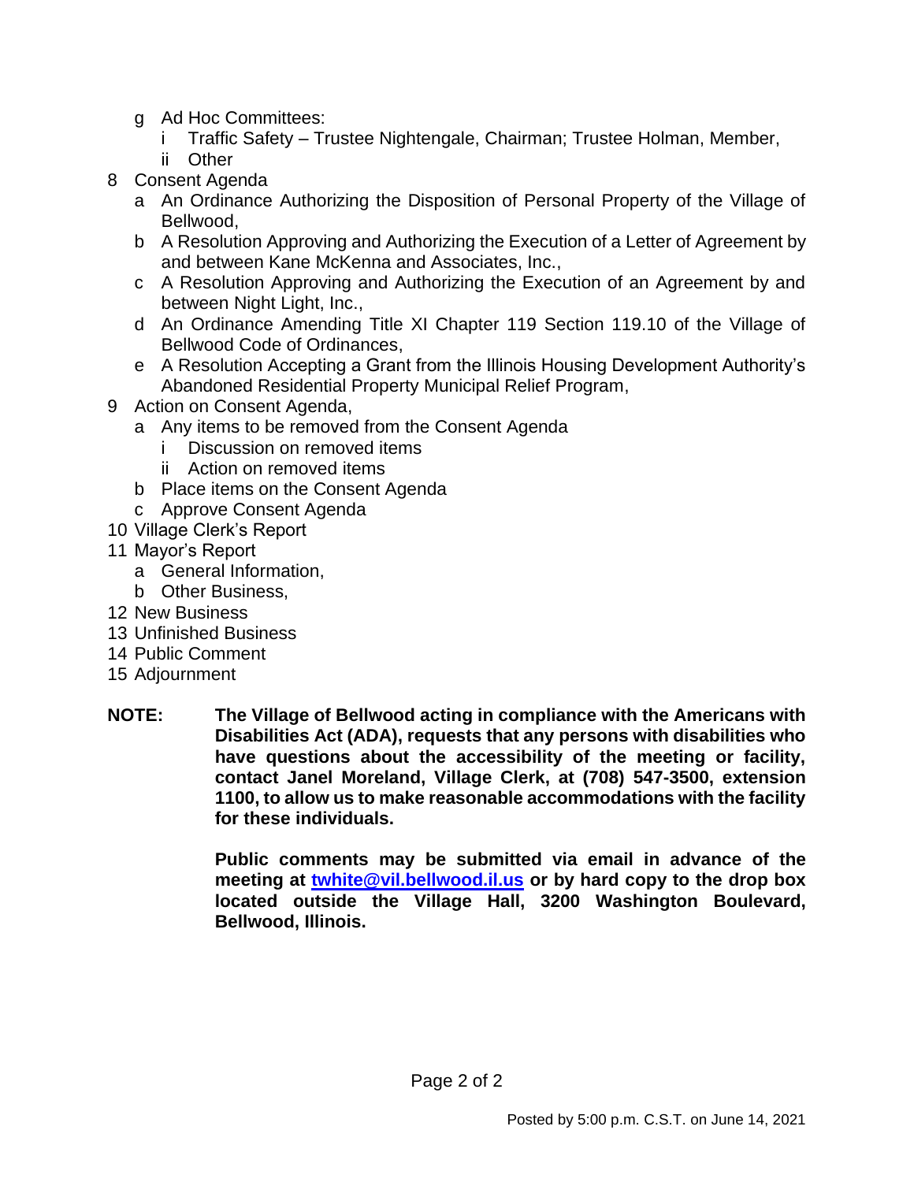- g Ad Hoc Committees:
  - i Traffic Safety – Trustee Nightengale, Chairman; Trustee Holman, Member,
  - ii Other

8 Consent Agenda
- a An Ordinance Authorizing the Disposition of Personal Property of the Village of Bellwood,
- b A Resolution Approving and Authorizing the Execution of a Letter of Agreement by and between Kane McKenna and Associates, Inc.,
- c A Resolution Approving and Authorizing the Execution of an Agreement by and between Night Light, Inc.,
- d An Ordinance Amending Title XI Chapter 119 Section 119.10 of the Village of Bellwood Code of Ordinances,
- e A Resolution Accepting a Grant from the Illinois Housing Development Authority's Abandoned Residential Property Municipal Relief Program,

9 Action on Consent Agenda,
- a Any items to be removed from the Consent Agenda
  - i Discussion on removed items
  - ii Action on removed items
- b Place items on the Consent Agenda
- c Approve Consent Agenda

10 Village Clerk's Report

11 Mayor's Report
- a General Information,
- b Other Business,

12 New Business

13 Unfinished Business

14 Public Comment

15 Adjournment

**NOTE: The Village of Bellwood acting in compliance with the Americans with Disabilities Act (ADA), requests that any persons with disabilities who have questions about the accessibility of the meeting or facility, contact Janel Moreland, Village Clerk, at (708) 547-3500, extension 1100, to allow us to make reasonable accommodations with the facility for these individuals.**

**Public comments may be submitted via email in advance of the meeting at twhite@vil.bellwood.il.us or by hard copy to the drop box located outside the Village Hall, 3200 Washington Boulevard, Bellwood, Illinois.**

Posted by 5:00 p.m. C.S.T. on June 14, 2021